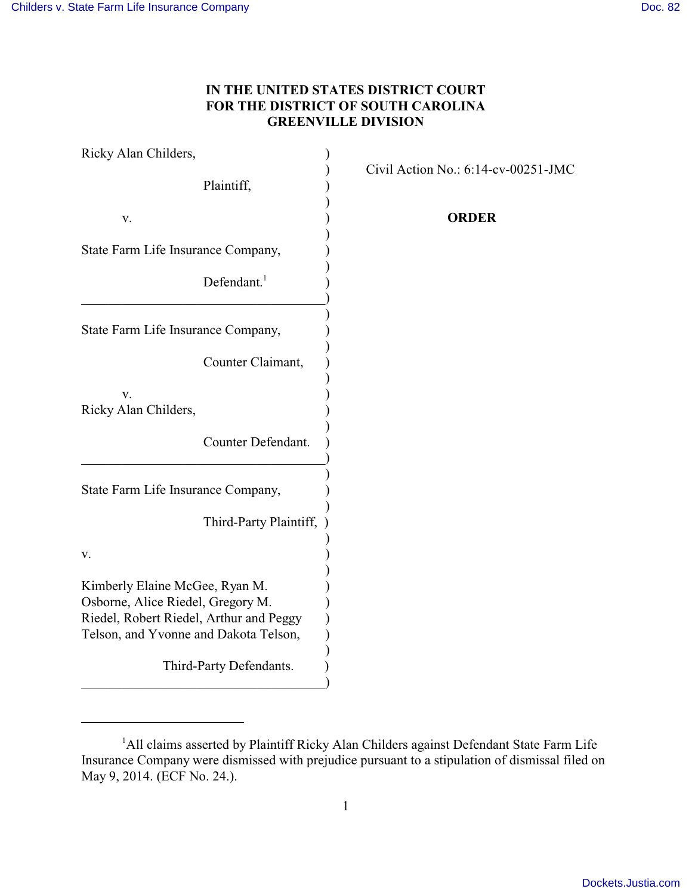**IN THE UNITED STATES DISTRICT COURT**
**FOR THE DISTRICT OF SOUTH CAROLINA**
**GREENVILLE DIVISION**

Ricky Alan Childers,

Plaintiff,

v.

State Farm Life Insurance Company,

Defendant.[1]

---

State Farm Life Insurance Company,

Counter Claimant,

v.

Ricky Alan Childers,

Counter Defendant.

---

State Farm Life Insurance Company,

Third-Party Plaintiff,

v.

Kimberly Elaine McGee, Ryan M. Osborne, Alice Riedel, Gregory M. Riedel, Robert Riedel, Arthur and Peggy Telson, and Yvonne and Dakota Telson,

Third-Party Defendants.

---

Civil Action No.: 6:14-cv-00251-JMC

**ORDER**

---

[1]All claims asserted by Plaintiff Ricky Alan Childers against Defendant State Farm Life Insurance Company were dismissed with prejudice pursuant to a stipulation of dismissal filed on May 9, 2014. (ECF No. 24.).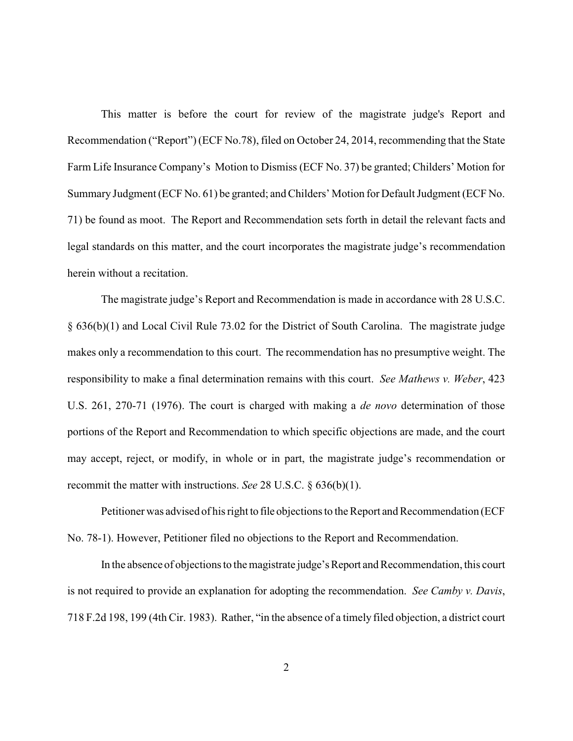This matter is before the court for review of the magistrate judge's Report and Recommendation ("Report") (ECF No.78), filed on October 24, 2014, recommending that the State Farm Life Insurance Company's Motion to Dismiss (ECF No. 37) be granted; Childers' Motion for Summary Judgment (ECF No. 61) be granted; and Childers' Motion for Default Judgment (ECF No. 71) be found as moot. The Report and Recommendation sets forth in detail the relevant facts and legal standards on this matter, and the court incorporates the magistrate judge's recommendation herein without a recitation.

The magistrate judge's Report and Recommendation is made in accordance with 28 U.S.C. § 636(b)(1) and Local Civil Rule 73.02 for the District of South Carolina. The magistrate judge makes only a recommendation to this court. The recommendation has no presumptive weight. The responsibility to make a final determination remains with this court. *See Mathews v. Weber*, 423 U.S. 261, 270-71 (1976). The court is charged with making a *de novo* determination of those portions of the Report and Recommendation to which specific objections are made, and the court may accept, reject, or modify, in whole or in part, the magistrate judge's recommendation or recommit the matter with instructions. *See* 28 U.S.C. § 636(b)(1).

Petitioner was advised of his right to file objections to the Report and Recommendation (ECF No. 78-1). However, Petitioner filed no objections to the Report and Recommendation.

In the absence of objections to the magistrate judge's Report and Recommendation, this court is not required to provide an explanation for adopting the recommendation. *See Camby v. Davis*, 718 F.2d 198, 199 (4th Cir. 1983). Rather, "in the absence of a timely filed objection, a district court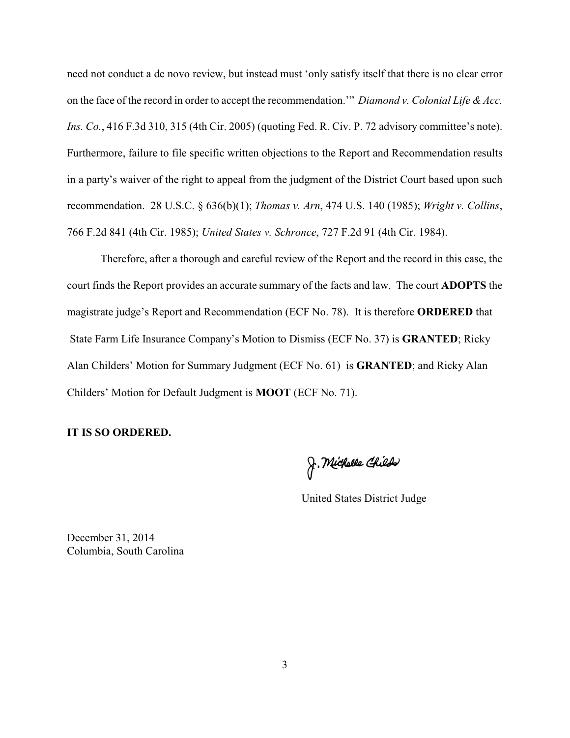need not conduct a de novo review, but instead must 'only satisfy itself that there is no clear error on the face of the record in order to accept the recommendation.'" *Diamond v. Colonial Life & Acc. Ins. Co.*, 416 F.3d 310, 315 (4th Cir. 2005) (quoting Fed. R. Civ. P. 72 advisory committee's note). Furthermore, failure to file specific written objections to the Report and Recommendation results in a party's waiver of the right to appeal from the judgment of the District Court based upon such recommendation. 28 U.S.C. § 636(b)(1); *Thomas v. Arn*, 474 U.S. 140 (1985); *Wright v. Collins*, 766 F.2d 841 (4th Cir. 1985); *United States v. Schronce*, 727 F.2d 91 (4th Cir. 1984).

Therefore, after a thorough and careful review of the Report and the record in this case, the court finds the Report provides an accurate summary of the facts and law. The court **ADOPTS** the magistrate judge's Report and Recommendation (ECF No. 78). It is therefore **ORDERED** that State Farm Life Insurance Company's Motion to Dismiss (ECF No. 37) is **GRANTED**; Ricky Alan Childers' Motion for Summary Judgment (ECF No. 61) is **GRANTED**; and Ricky Alan Childers' Motion for Default Judgment is **MOOT** (ECF No. 71).

**IT IS SO ORDERED.**

J. Michelle Childs

United States District Judge

December 31, 2014
Columbia, South Carolina